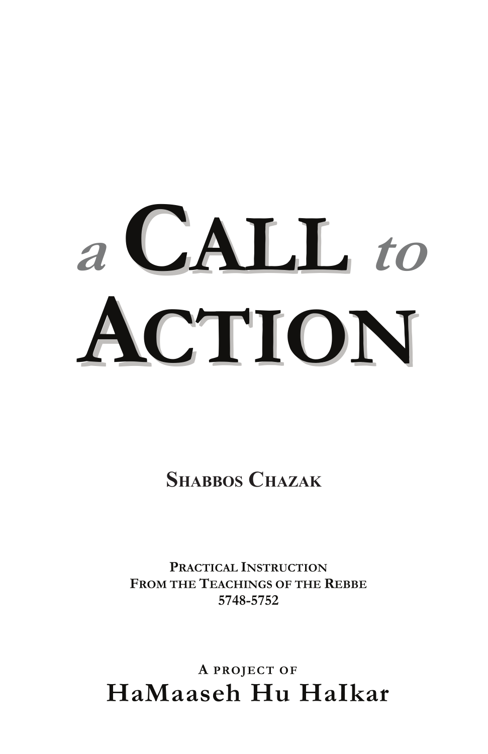# a Call to Action

## Shabbos Chazak

**Practical Instruction**
**From the Teachings of the Rebbe**
**5748-5752**

A project of
**HaMaaseh Hu HaIkar**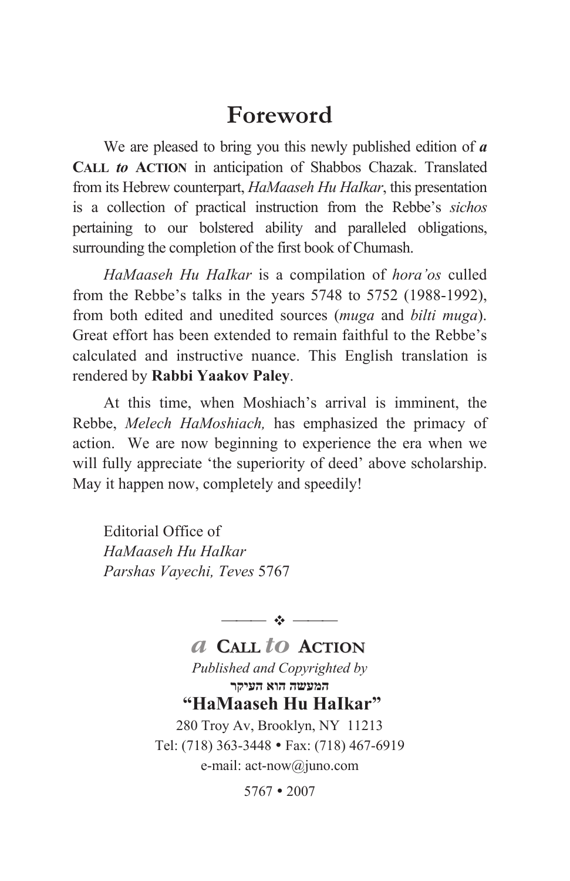# Foreword

We are pleased to bring you this newly published edition of ***a* CALL *to* ACTION** in anticipation of Shabbos Chazak. Translated from its Hebrew counterpart, *HaMaaseh Hu HaIkar*, this presentation is a collection of practical instruction from the Rebbe's *sichos* pertaining to our bolstered ability and paralleled obligations, surrounding the completion of the first book of Chumash.

*HaMaaseh Hu HaIkar* is a compilation of *hora'os* culled from the Rebbe's talks in the years 5748 to 5752 (1988-1992), from both edited and unedited sources (*muga* and *bilti muga*). Great effort has been extended to remain faithful to the Rebbe's calculated and instructive nuance. This English translation is rendered by **Rabbi Yaakov Paley**.

At this time, when Moshiach's arrival is imminent, the Rebbe, *Melech HaMoshiach,* has emphasized the primacy of action. We are now beginning to experience the era when we will fully appreciate 'the superiority of deed' above scholarship. May it happen now, completely and speedily!

Editorial Office of
*HaMaaseh Hu HaIkar*
*Parshas Vayechi, Teves* 5767

---

***a* CALL *to* ACTION**

*Published and Copyrighted by*

**המעשה הוא העיקר**

**"HaMaaseh Hu HaIkar"**

280 Troy Av, Brooklyn, NY 11213
Tel: (718) 363-3448 • Fax: (718) 467-6919
e-mail: act-now@juno.com

5767 • 2007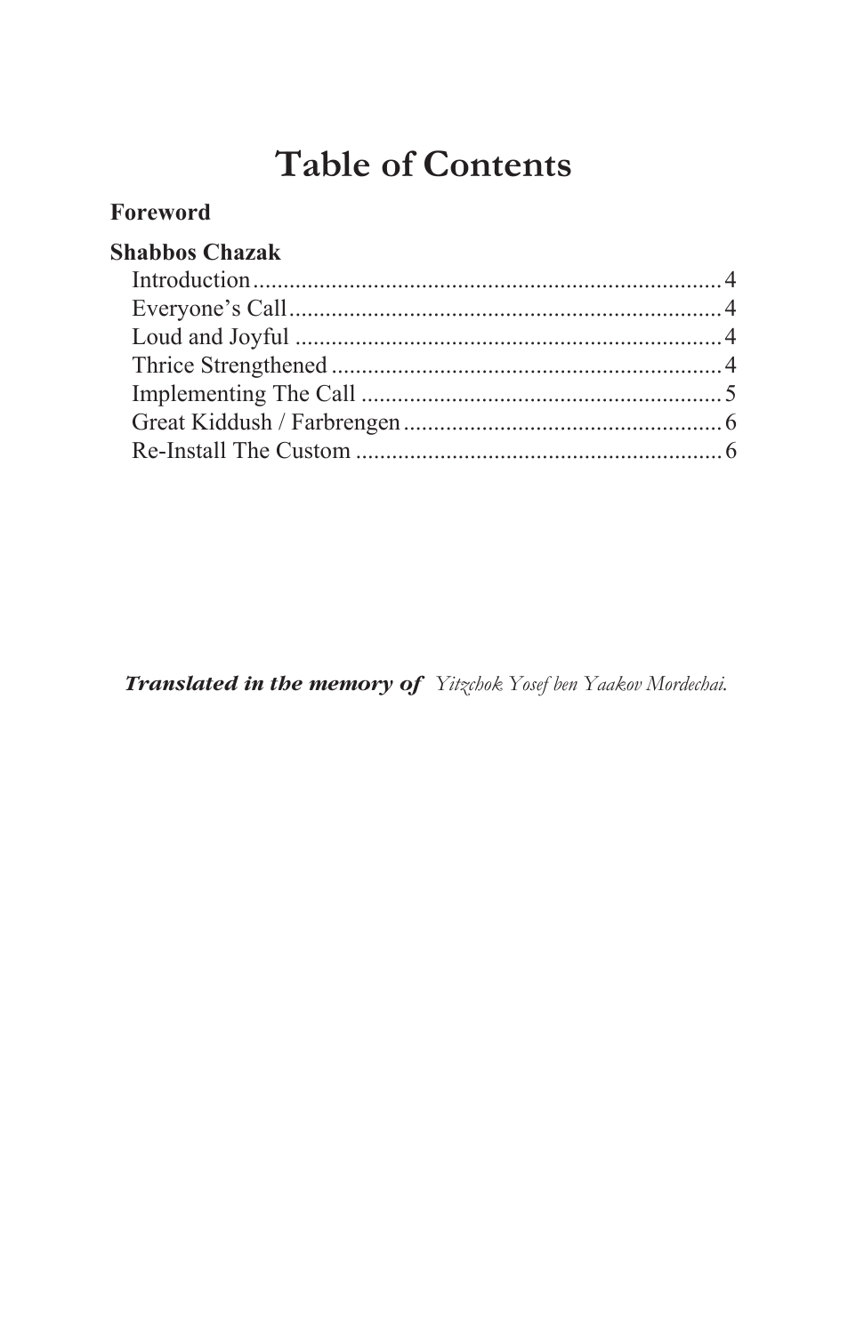# Table of Contents

**Foreword**

**Shabbos Chazak**

- Introduction .......... 4
- Everyone's Call .......... 4
- Loud and Joyful .......... 4
- Thrice Strengthened .......... 4
- Implementing The Call .......... 5
- Great Kiddush / Farbrengen .......... 6
- Re-Install The Custom .......... 6

***Translated in the memory of*** *Yitzchok Yosef ben Yaakov Mordechai.*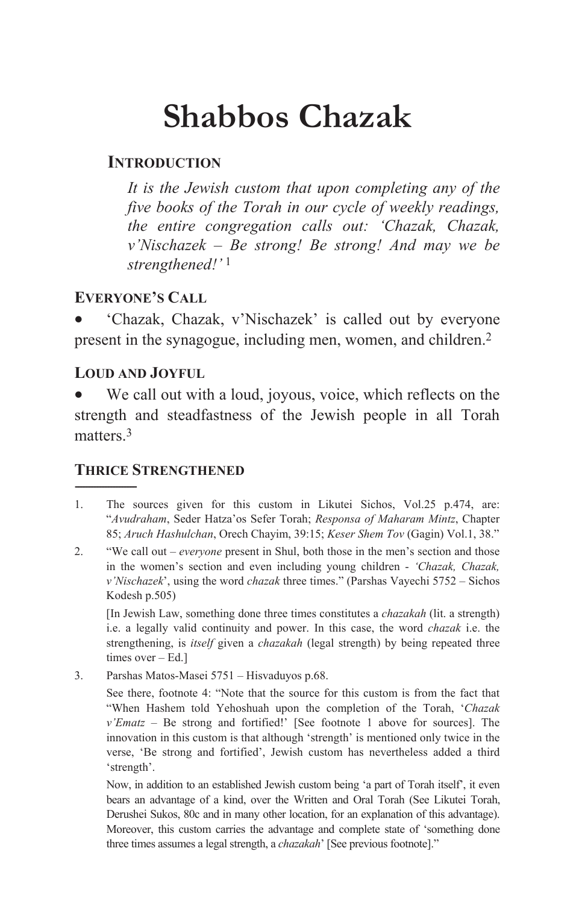# Shabbos Chazak

## Introduction

*It is the Jewish custom that upon completing any of the five books of the Torah in our cycle of weekly readings, the entire congregation calls out: 'Chazak, Chazak, v'Nischazek – Be strong! Be strong! And may we be strengthened!'* [1]

### Everyone's Call

- 'Chazak, Chazak, v'Nischazek' is called out by everyone present in the synagogue, including men, women, and children.[2]

### Loud and Joyful

- We call out with a loud, joyous, voice, which reflects on the strength and steadfastness of the Jewish people in all Torah matters.[3]

### Thrice Strengthened

---

1. The sources given for this custom in Likutei Sichos, Vol.25 p.474, are: "*Avudraham*, Seder Hatza'os Sefer Torah; *Responsa of Maharam Mintz*, Chapter 85; *Aruch Hashulchan*, Orech Chayim, 39:15; *Keser Shem Tov* (Gagin) Vol.1, 38."

2. "We call out – *everyone* present in Shul, both those in the men's section and those in the women's section and even including young children - *'Chazak, Chazak, v'Nischazek*', using the word *chazak* three times." (Parshas Vayechi 5752 – Sichos Kodesh p.505)

   [In Jewish Law, something done three times constitutes a *chazakah* (lit. a strength) i.e. a legally valid continuity and power. In this case, the word *chazak* i.e. the strengthening, is *itself* given a *chazakah* (legal strength) by being repeated three times over – Ed.]

3. Parshas Matos-Masei 5751 – Hisvaduyos p.68.

   See there, footnote 4: "Note that the source for this custom is from the fact that "When Hashem told Yehoshuah upon the completion of the Torah, '*Chazak v'Ematz* – Be strong and fortified!' [See footnote 1 above for sources]. The innovation in this custom is that although 'strength' is mentioned only twice in the verse, 'Be strong and fortified', Jewish custom has nevertheless added a third 'strength'.

   Now, in addition to an established Jewish custom being 'a part of Torah itself', it even bears an advantage of a kind, over the Written and Oral Torah (See Likutei Torah, Derushei Sukos, 80c and in many other location, for an explanation of this advantage). Moreover, this custom carries the advantage and complete state of 'something done three times assumes a legal strength, a *chazakah*' [See previous footnote]."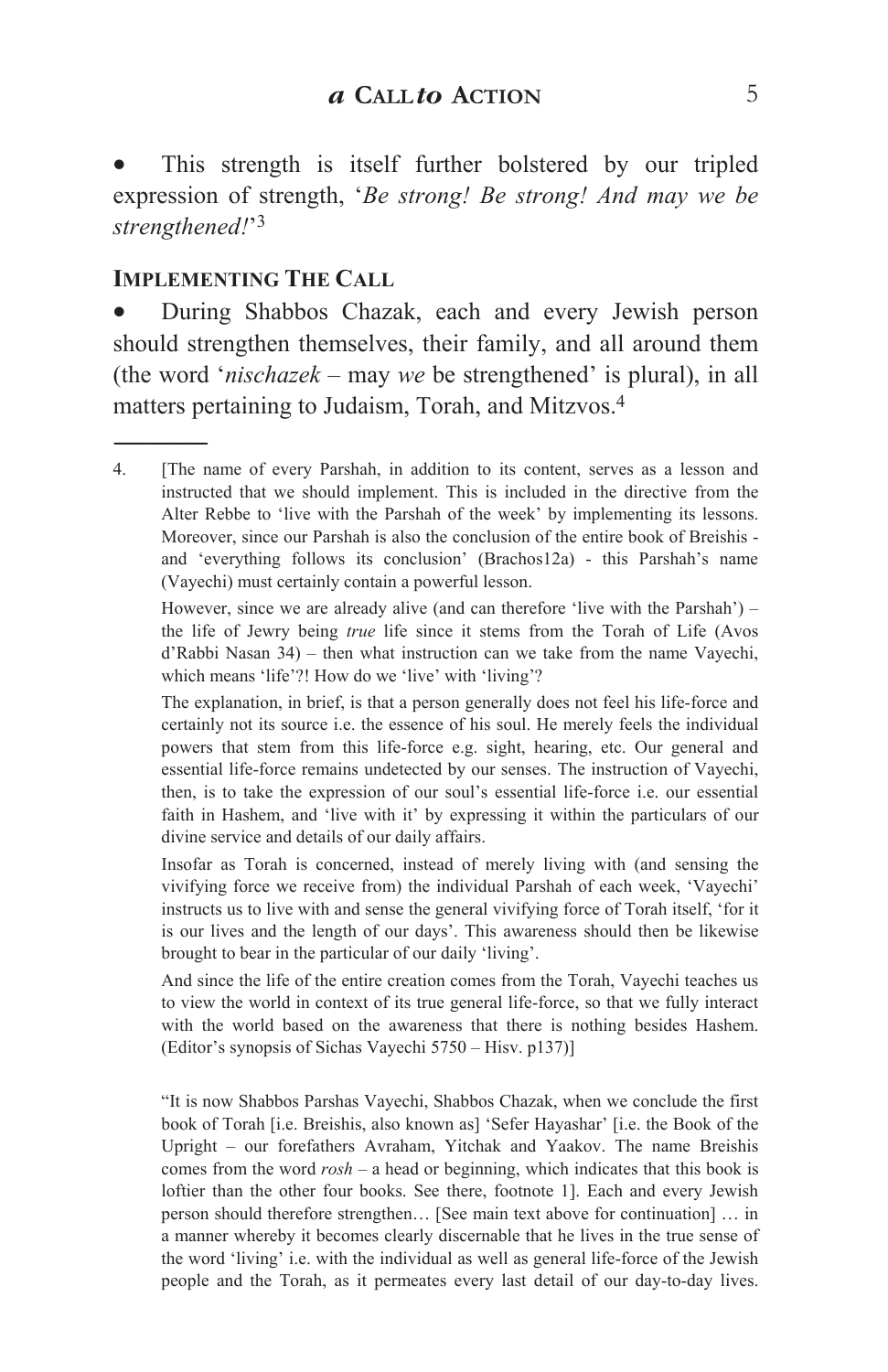- This strength is itself further bolstered by our tripled expression of strength, '*Be strong! Be strong! And may we be strengthened!*'[3]

## Implementing The Call

- During Shabbos Chazak, each and every Jewish person should strengthen themselves, their family, and all around them (the word '*nischazek* – may *we* be strengthened' is plural), in all matters pertaining to Judaism, Torah, and Mitzvos.[4]

---

4. [The name of every Parshah, in addition to its content, serves as a lesson and instructed that we should implement. This is included in the directive from the Alter Rebbe to 'live with the Parshah of the week' by implementing its lessons. Moreover, since our Parshah is also the conclusion of the entire book of Breishis - and 'everything follows its conclusion' (Brachos12a) - this Parshah's name (Vayechi) must certainly contain a powerful lesson.

   However, since we are already alive (and can therefore 'live with the Parshah') – the life of Jewry being *true* life since it stems from the Torah of Life (Avos d'Rabbi Nasan 34) – then what instruction can we take from the name Vayechi, which means 'life'?! How do we 'live' with 'living'?

   The explanation, in brief, is that a person generally does not feel his life-force and certainly not its source i.e. the essence of his soul. He merely feels the individual powers that stem from this life-force e.g. sight, hearing, etc. Our general and essential life-force remains undetected by our senses. The instruction of Vayechi, then, is to take the expression of our soul's essential life-force i.e. our essential faith in Hashem, and 'live with it' by expressing it within the particulars of our divine service and details of our daily affairs.

   Insofar as Torah is concerned, instead of merely living with (and sensing the vivifying force we receive from) the individual Parshah of each week, 'Vayechi' instructs us to live with and sense the general vivifying force of Torah itself, 'for it is our lives and the length of our days'. This awareness should then be likewise brought to bear in the particular of our daily 'living'.

   And since the life of the entire creation comes from the Torah, Vayechi teaches us to view the world in context of its true general life-force, so that we fully interact with the world based on the awareness that there is nothing besides Hashem. (Editor's synopsis of Sichas Vayechi 5750 – Hisv. p137)]

   "It is now Shabbos Parshas Vayechi, Shabbos Chazak, when we conclude the first book of Torah [i.e. Breishis, also known as] 'Sefer Hayashar' [i.e. the Book of the Upright – our forefathers Avraham, Yitchak and Yaakov. The name Breishis comes from the word *rosh* – a head or beginning, which indicates that this book is loftier than the other four books. See there, footnote 1]. Each and every Jewish person should therefore strengthen… [See main text above for continuation] … in a manner whereby it becomes clearly discernable that he lives in the true sense of the word 'living' i.e. with the individual as well as general life-force of the Jewish people and the Torah, as it permeates every last detail of our day-to-day lives.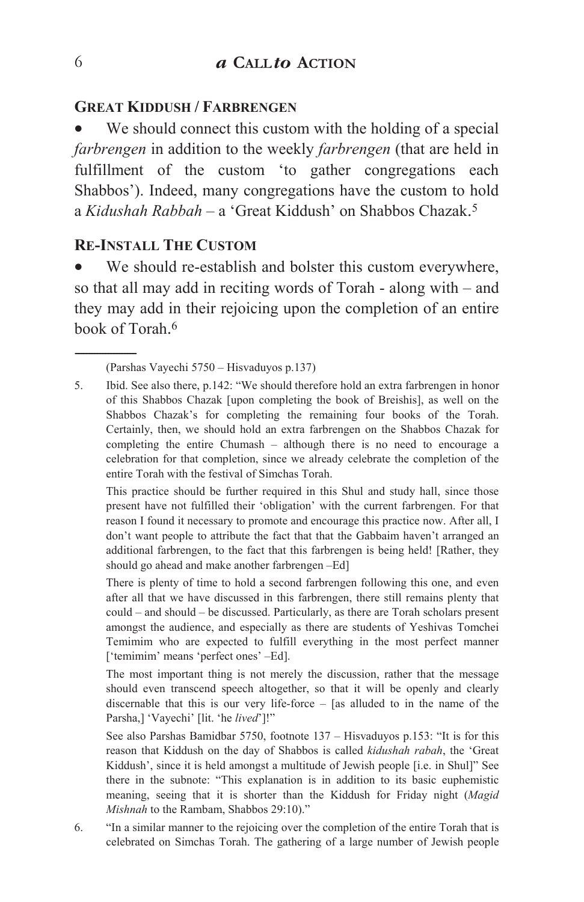### Great Kiddush / Farbrengen

- We should connect this custom with the holding of a special *farbrengen* in addition to the weekly *farbrengen* (that are held in fulfillment of the custom 'to gather congregations each Shabbos'). Indeed, many congregations have the custom to hold a *Kidushah Rabbah* – a 'Great Kiddush' on Shabbos Chazak.[5]

### Re-Install The Custom

- We should re-establish and bolster this custom everywhere, so that all may add in reciting words of Torah - along with – and they may add in their rejoicing upon the completion of an entire book of Torah.[6]

---

(Parshas Vayechi 5750 – Hisvaduyos p.137)

5. Ibid. See also there, p.142: "We should therefore hold an extra farbrengen in honor of this Shabbos Chazak [upon completing the book of Breishis], as well on the Shabbos Chazak's for completing the remaining four books of the Torah. Certainly, then, we should hold an extra farbrengen on the Shabbos Chazak for completing the entire Chumash – although there is no need to encourage a celebration for that completion, since we already celebrate the completion of the entire Torah with the festival of Simchas Torah.

   This practice should be further required in this Shul and study hall, since those present have not fulfilled their 'obligation' with the current farbrengen. For that reason I found it necessary to promote and encourage this practice now. After all, I don't want people to attribute the fact that that the Gabbaim haven't arranged an additional farbrengen, to the fact that this farbrengen is being held! [Rather, they should go ahead and make another farbrengen –Ed]

   There is plenty of time to hold a second farbrengen following this one, and even after all that we have discussed in this farbrengen, there still remains plenty that could – and should – be discussed. Particularly, as there are Torah scholars present amongst the audience, and especially as there are students of Yeshivas Tomchei Temimim who are expected to fulfill everything in the most perfect manner ['temimim' means 'perfect ones' –Ed].

   The most important thing is not merely the discussion, rather that the message should even transcend speech altogether, so that it will be openly and clearly discernable that this is our very life-force – [as alluded to in the name of the Parsha,] 'Vayechi' [lit. 'he *lived*']!"

   See also Parshas Bamidbar 5750, footnote 137 – Hisvaduyos p.153: "It is for this reason that Kiddush on the day of Shabbos is called *kidushah rabah*, the 'Great Kiddush', since it is held amongst a multitude of Jewish people [i.e. in Shul]" See there in the subnote: "This explanation is in addition to its basic euphemistic meaning, seeing that it is shorter than the Kiddush for Friday night (*Magid Mishnah* to the Rambam, Shabbos 29:10)."

6. "In a similar manner to the rejoicing over the completion of the entire Torah that is celebrated on Simchas Torah. The gathering of a large number of Jewish people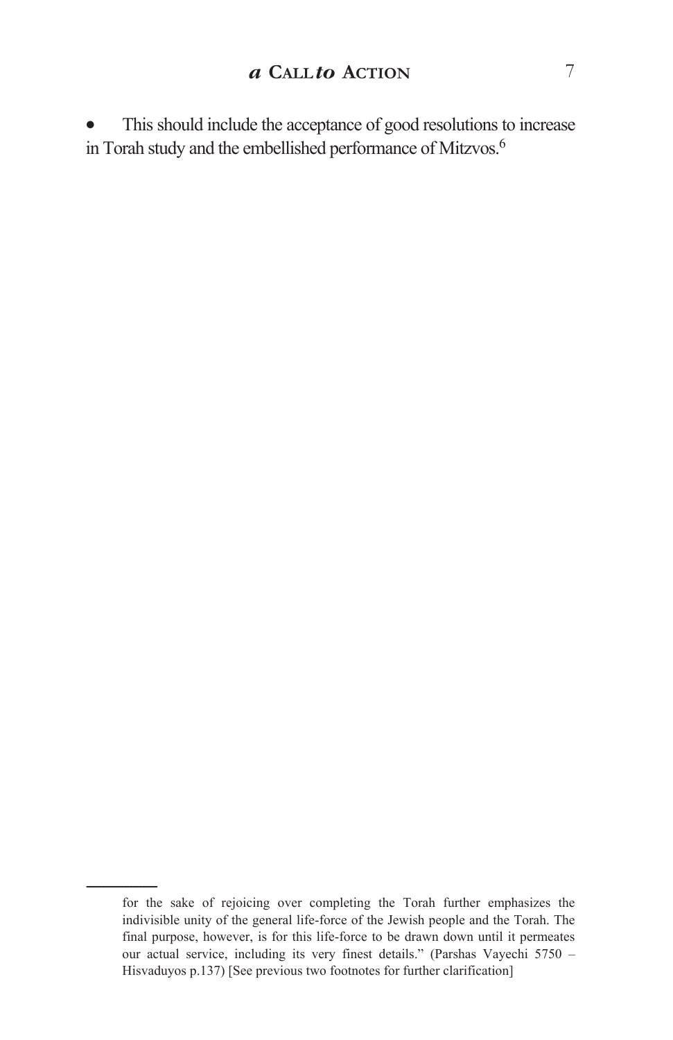- This should include the acceptance of good resolutions to increase in Torah study and the embellished performance of Mitzvos.[6]

---

for the sake of rejoicing over completing the Torah further emphasizes the indivisible unity of the general life-force of the Jewish people and the Torah. The final purpose, however, is for this life-force to be drawn down until it permeates our actual service, including its very finest details." (Parshas Vayechi 5750 – Hisvaduyos p.137) [See previous two footnotes for further clarification]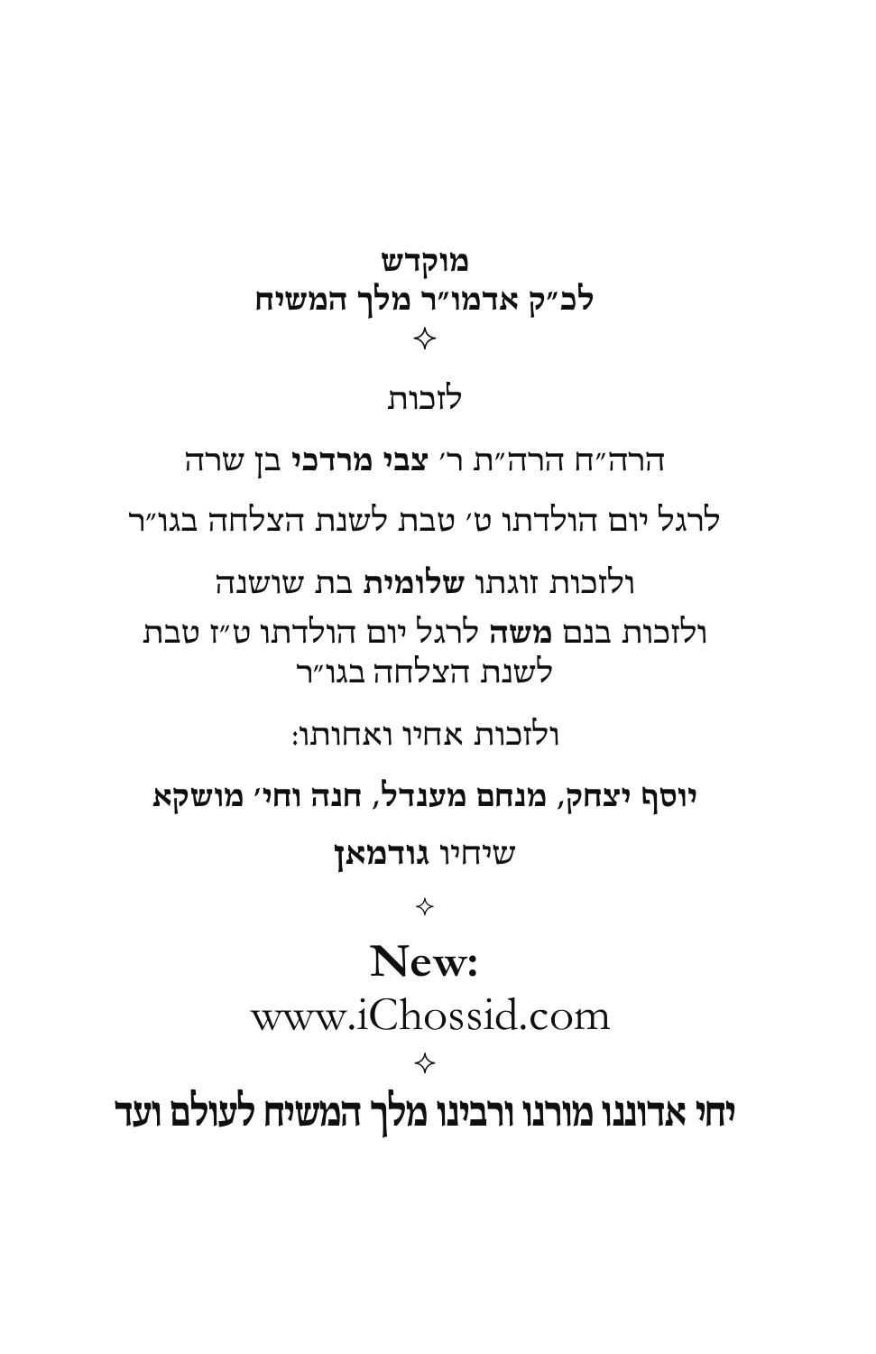**מוקדש**

**לכ״ק אדמו״ר מלך המשיח**

✧

לזכות

הרה״ח הרה״ת ר׳ **צבי מרדכי** בן שרה

לרגל יום הולדתו ט׳ טבת לשנת הצלחה בגו״ר

ולזכות זוגתו **שלומית** בת שושנה

ולזכות בנם **משה** לרגל יום הולדתו ט״ז טבת לשנת הצלחה בגו״ר

ולזכות אחיו ואחותו:

**יוסף יצחק, מנחם מענדל, חנה וחי׳ מושקא**

שיחיו **גודמאן**

✧

**New:**

www.iChossid.com

✧

**יחי אדוננו מורנו ורבינו מלך המשיח לעולם ועד**